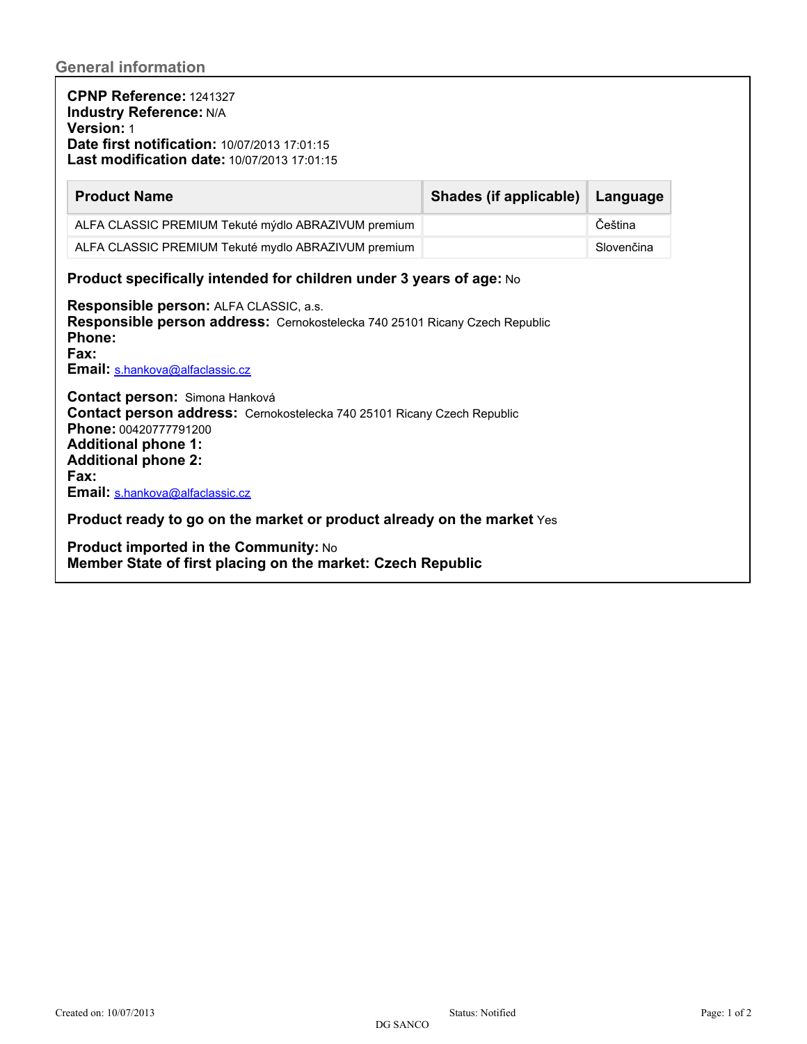## General information

**CPNP Reference:** 1241327
**Industry Reference:** N/A
**Version:** 1
**Date first notification:** 10/07/2013 17:01:15
**Last modification date:** 10/07/2013 17:01:15

| Product Name | Shades (if applicable) | Language |
|---|---|---|
| ALFA CLASSIC PREMIUM Tekuté mýdlo ABRAZIVUM premium | | Čeština |
| ALFA CLASSIC PREMIUM Tekuté mydlo ABRAZIVUM premium | | Slovenčina |

**Product specifically intended for children under 3 years of age:** No

**Responsible person:** ALFA CLASSIC, a.s.
**Responsible person address:** Cernokostelecka 740 25101 Ricany Czech Republic
**Phone:**
**Fax:**
**Email:** s.hankova@alfaclassic.cz

**Contact person:** Simona Hanková
**Contact person address:** Cernokostelecka 740 25101 Ricany Czech Republic
**Phone:** 00420777791200
**Additional phone 1:**
**Additional phone 2:**
**Fax:**
**Email:** s.hankova@alfaclassic.cz

**Product ready to go on the market or product already on the market** Yes

**Product imported in the Community:** No
**Member State of first placing on the market: Czech Republic**

Created on: 10/07/2013 Status: Notified
DG SANCO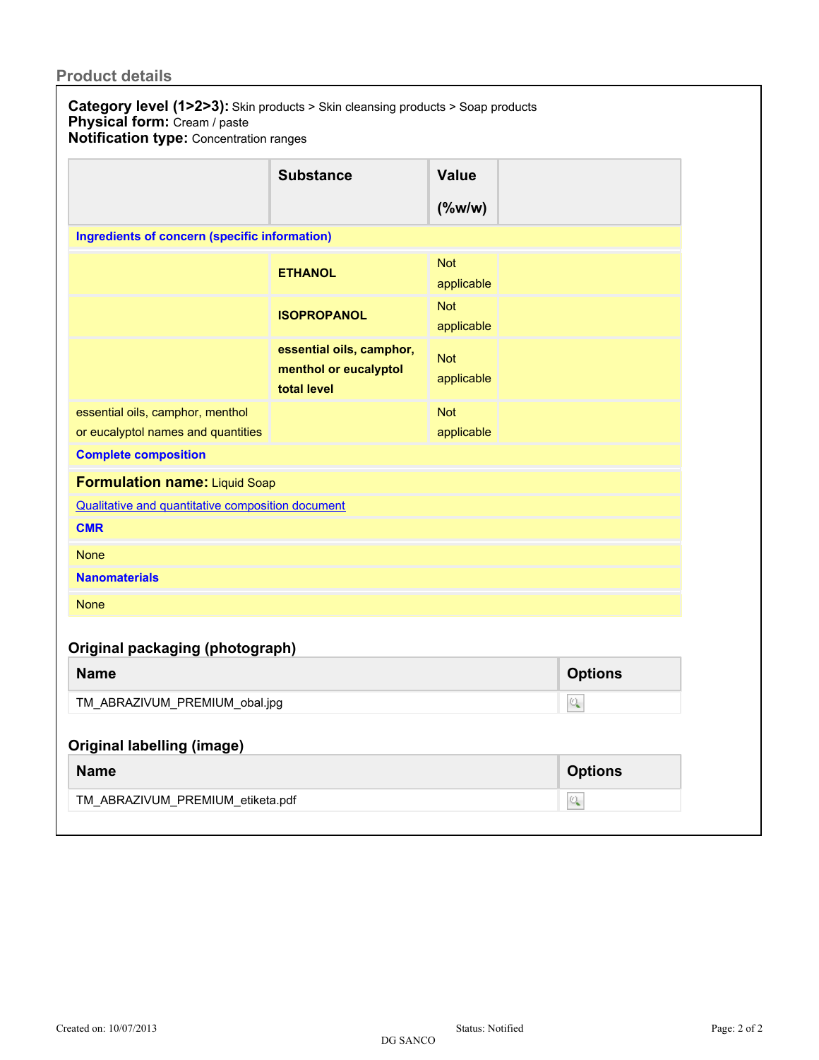## Product details

**Category level (1>2>3):** Skin products > Skin cleansing products > Soap products
**Physical form:** Cream / paste
**Notification type:** Concentration ranges

| | Substance | Value (%w/w) | |
|---|---|---|---|
| **Ingredients of concern (specific information)** | | | |
| | **ETHANOL** | Not applicable | |
| | **ISOPROPANOL** | Not applicable | |
| | **essential oils, camphor, menthol or eucalyptol total level** | Not applicable | |
| essential oils, camphor, menthol or eucalyptol names and quantities | | Not applicable | |
| **Complete composition** | | | |
| **Formulation name:** Liquid Soap | | | |
| Qualitative and quantitative composition document | | | |
| **CMR** | | | |
| None | | | |
| **Nanomaterials** | | | |
| None | | | |

### Original packaging (photograph)

| Name | Options |
|---|---|
| TM_ABRAZIVUM_PREMIUM_obal.jpg | |

### Original labelling (image)

| Name | Options |
|---|---|
| TM_ABRAZIVUM_PREMIUM_etiketa.pdf | |

Created on: 10/07/2013 Status: Notified

DG SANCO